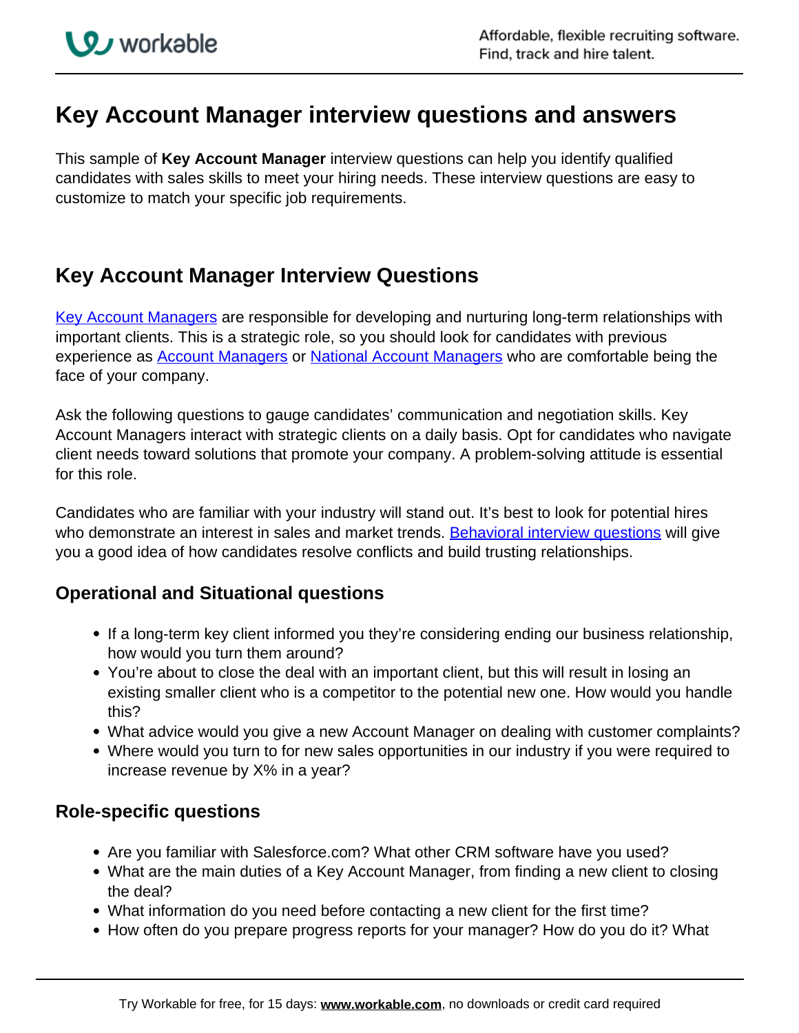# Key Account Manager interview questions and answers

This sample of **Key Account Manager** interview questions can help you identify qualified candidates with sales skills to meet your hiring needs. These interview questions are easy to customize to match your specific job requirements.

## Key Account Manager Interview Questions

Key Account Managers are responsible for developing and nurturing long-term relationships with important clients. This is a strategic role, so you should look for candidates with previous experience as Account Managers or National Account Managers who are comfortable being the face of your company.

Ask the following questions to gauge candidates' communication and negotiation skills. Key Account Managers interact with strategic clients on a daily basis. Opt for candidates who navigate client needs toward solutions that promote your company. A problem-solving attitude is essential for this role.

Candidates who are familiar with your industry will stand out. It's best to look for potential hires who demonstrate an interest in sales and market trends. Behavioral interview questions will give you a good idea of how candidates resolve conflicts and build trusting relationships.

### Operational and Situational questions

- If a long-term key client informed you they're considering ending our business relationship, how would you turn them around?
- You're about to close the deal with an important client, but this will result in losing an existing smaller client who is a competitor to the potential new one. How would you handle this?
- What advice would you give a new Account Manager on dealing with customer complaints?
- Where would you turn to for new sales opportunities in our industry if you were required to increase revenue by X% in a year?

### Role-specific questions

- Are you familiar with Salesforce.com? What other CRM software have you used?
- What are the main duties of a Key Account Manager, from finding a new client to closing the deal?
- What information do you need before contacting a new client for the first time?
- How often do you prepare progress reports for your manager? How do you do it? What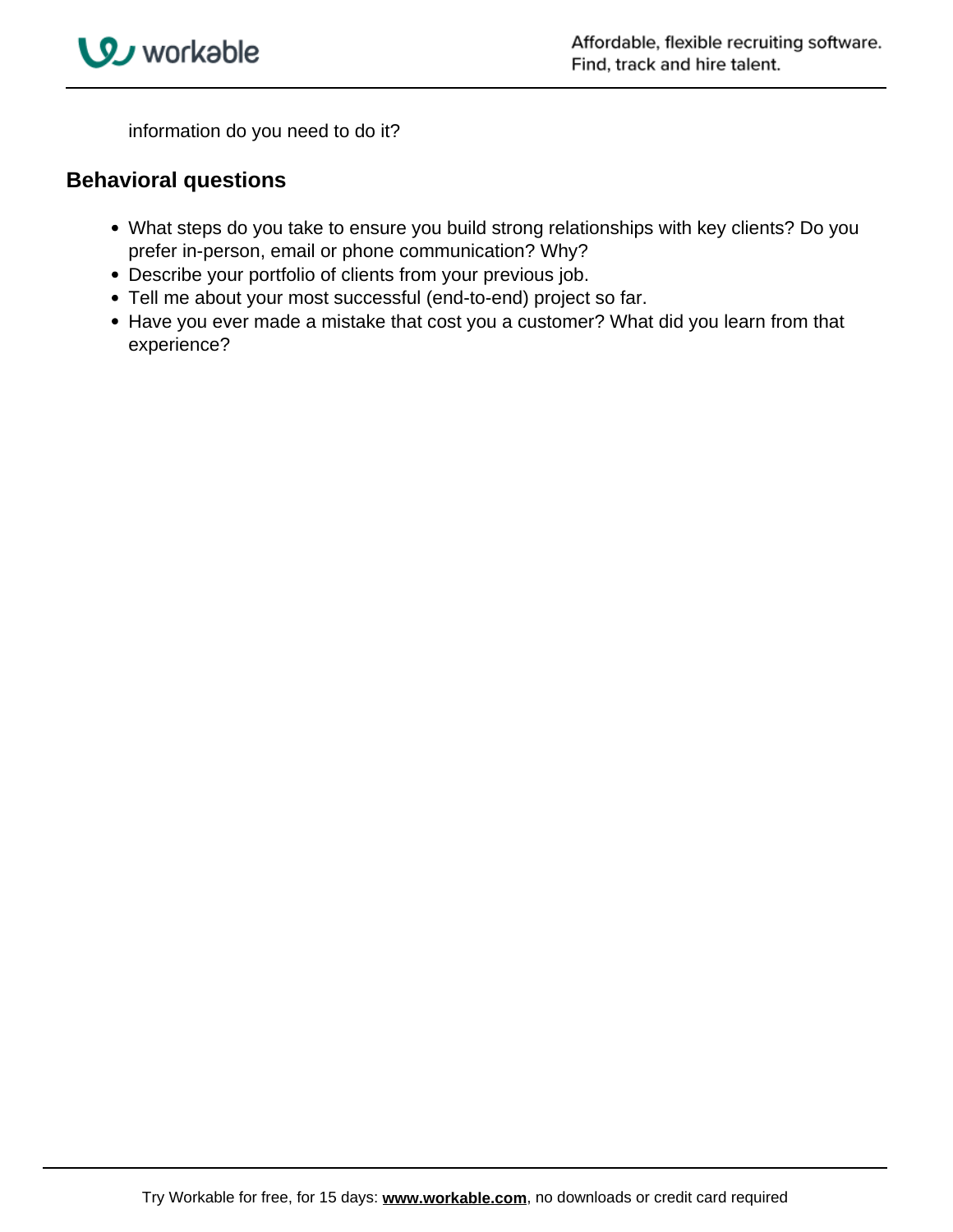information do you need to do it?

## Behavioral questions

- What steps do you take to ensure you build strong relationships with key clients? Do you prefer in-person, email or phone communication? Why?
- Describe your portfolio of clients from your previous job.
- Tell me about your most successful (end-to-end) project so far.
- Have you ever made a mistake that cost you a customer? What did you learn from that experience?